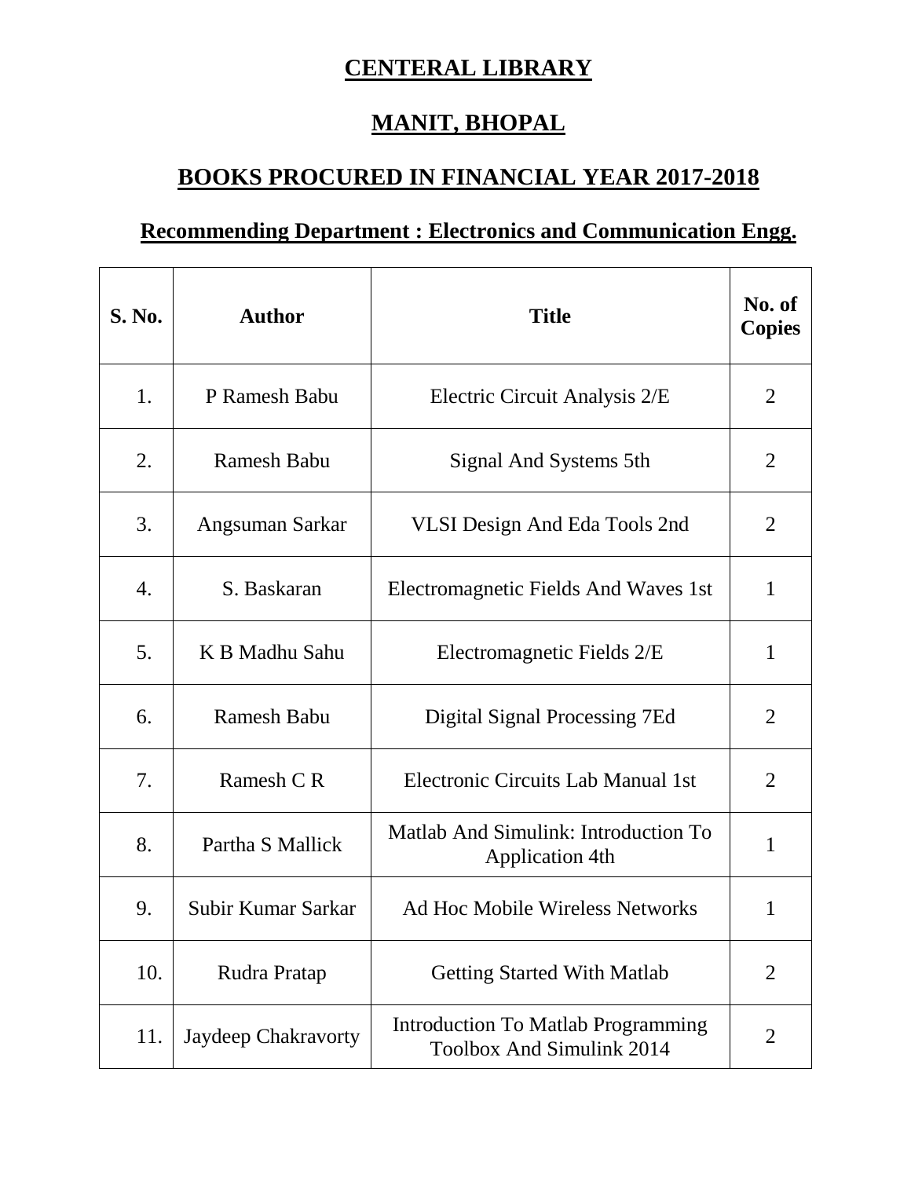# CENTERAL LIBRARY

# MANIT, BHOPAL

## BOOKS PROCURED IN FINANCIAL YEAR 2017-2018

### Recommending Department : Electronics and Communication Engg.

| S. No. | Author | Title | No. of Copies |
|---|---|---|---|
| 1. | P Ramesh Babu | Electric Circuit Analysis 2/E | 2 |
| 2. | Ramesh Babu | Signal And Systems 5th | 2 |
| 3. | Angsuman Sarkar | VLSI Design And Eda Tools 2nd | 2 |
| 4. | S. Baskaran | Electromagnetic Fields And Waves 1st | 1 |
| 5. | K B Madhu Sahu | Electromagnetic Fields 2/E | 1 |
| 6. | Ramesh Babu | Digital Signal Processing 7Ed | 2 |
| 7. | Ramesh C R | Electronic Circuits Lab Manual 1st | 2 |
| 8. | Partha S Mallick | Matlab And Simulink: Introduction To Application 4th | 1 |
| 9. | Subir Kumar Sarkar | Ad Hoc Mobile Wireless Networks | 1 |
| 10. | Rudra Pratap | Getting Started With Matlab | 2 |
| 11. | Jaydeep Chakravorty | Introduction To Matlab Programming Toolbox And Simulink 2014 | 2 |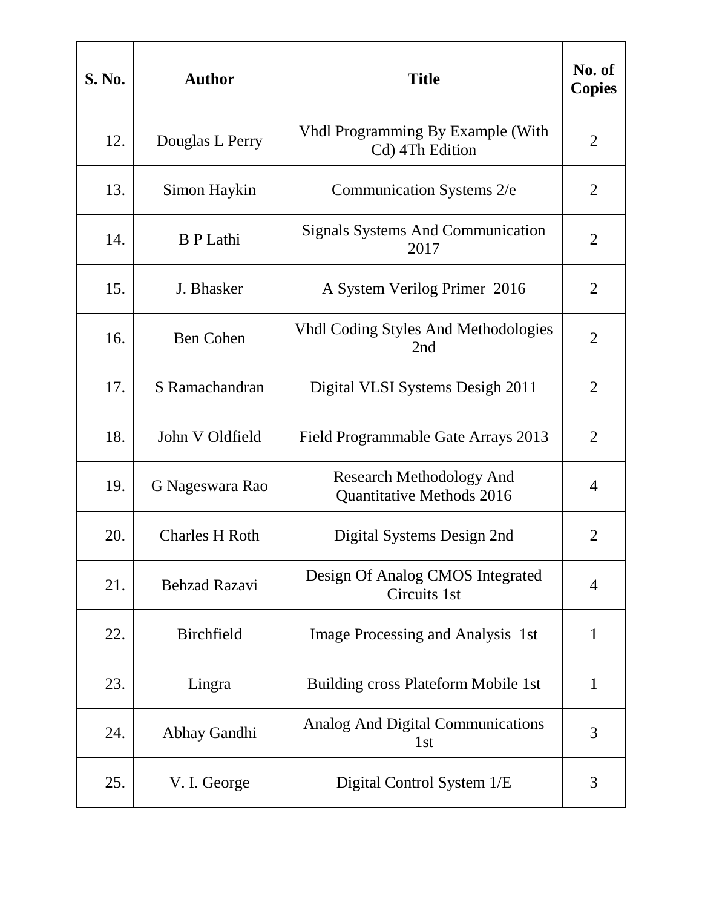| S. No. | Author | Title | No. of Copies |
|---|---|---|---|
| 12. | Douglas L Perry | Vhdl Programming By Example (With Cd) 4Th Edition | 2 |
| 13. | Simon Haykin | Communication Systems 2/e | 2 |
| 14. | B P Lathi | Signals Systems And Communication 2017 | 2 |
| 15. | J. Bhasker | A System Verilog Primer 2016 | 2 |
| 16. | Ben Cohen | Vhdl Coding Styles And Methodologies 2nd | 2 |
| 17. | S Ramachandran | Digital VLSI Systems Desigh 2011 | 2 |
| 18. | John V Oldfield | Field Programmable Gate Arrays 2013 | 2 |
| 19. | G Nageswara Rao | Research Methodology And Quantitative Methods 2016 | 4 |
| 20. | Charles H Roth | Digital Systems Design 2nd | 2 |
| 21. | Behzad Razavi | Design Of Analog CMOS Integrated Circuits 1st | 4 |
| 22. | Birchfield | Image Processing and Analysis 1st | 1 |
| 23. | Lingra | Building cross Plateform Mobile 1st | 1 |
| 24. | Abhay Gandhi | Analog And Digital Communications 1st | 3 |
| 25. | V. I. George | Digital Control System 1/E | 3 |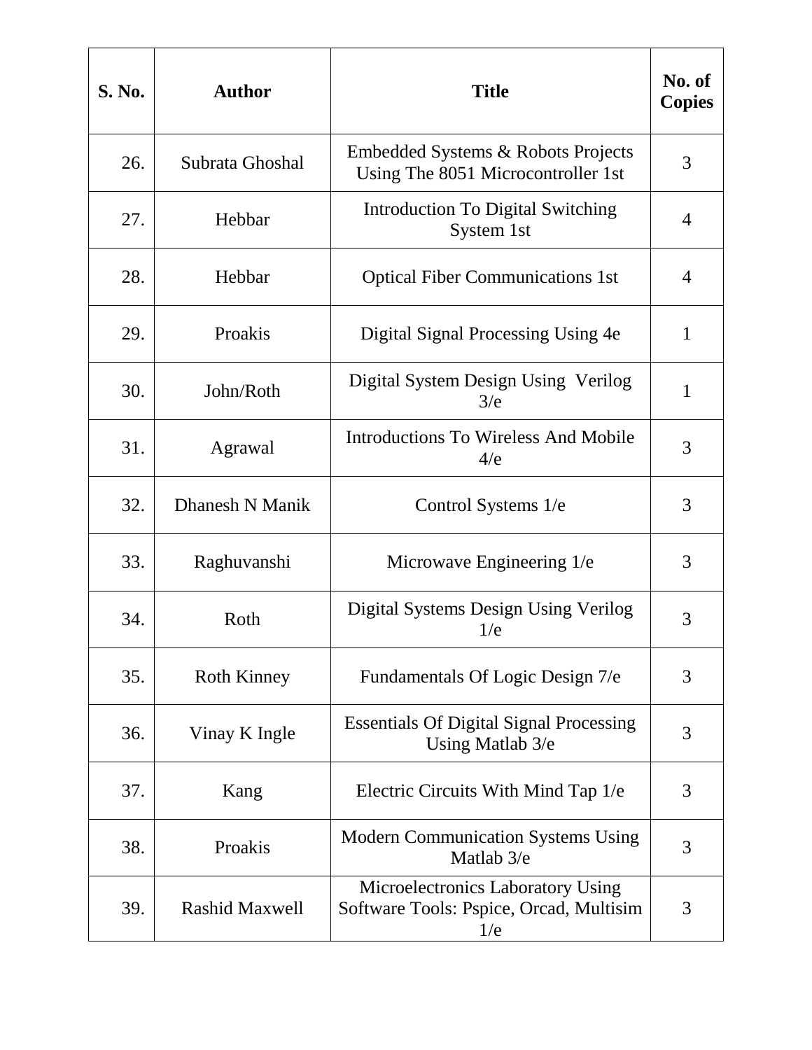| S. No. | Author | Title | No. of Copies |
|---|---|---|---|
| 26. | Subrata Ghoshal | Embedded Systems & Robots Projects Using The 8051 Microcontroller 1st | 3 |
| 27. | Hebbar | Introduction To Digital Switching System 1st | 4 |
| 28. | Hebbar | Optical Fiber Communications 1st | 4 |
| 29. | Proakis | Digital Signal Processing Using 4e | 1 |
| 30. | John/Roth | Digital System Design Using Verilog 3/e | 1 |
| 31. | Agrawal | Introductions To Wireless And Mobile 4/e | 3 |
| 32. | Dhanesh N Manik | Control Systems 1/e | 3 |
| 33. | Raghuvanshi | Microwave Engineering 1/e | 3 |
| 34. | Roth | Digital Systems Design Using Verilog 1/e | 3 |
| 35. | Roth Kinney | Fundamentals Of Logic Design 7/e | 3 |
| 36. | Vinay K Ingle | Essentials Of Digital Signal Processing Using Matlab 3/e | 3 |
| 37. | Kang | Electric Circuits With Mind Tap 1/e | 3 |
| 38. | Proakis | Modern Communication Systems Using Matlab 3/e | 3 |
| 39. | Rashid Maxwell | Microelectronics Laboratory Using Software Tools: Pspice, Orcad, Multisim 1/e | 3 |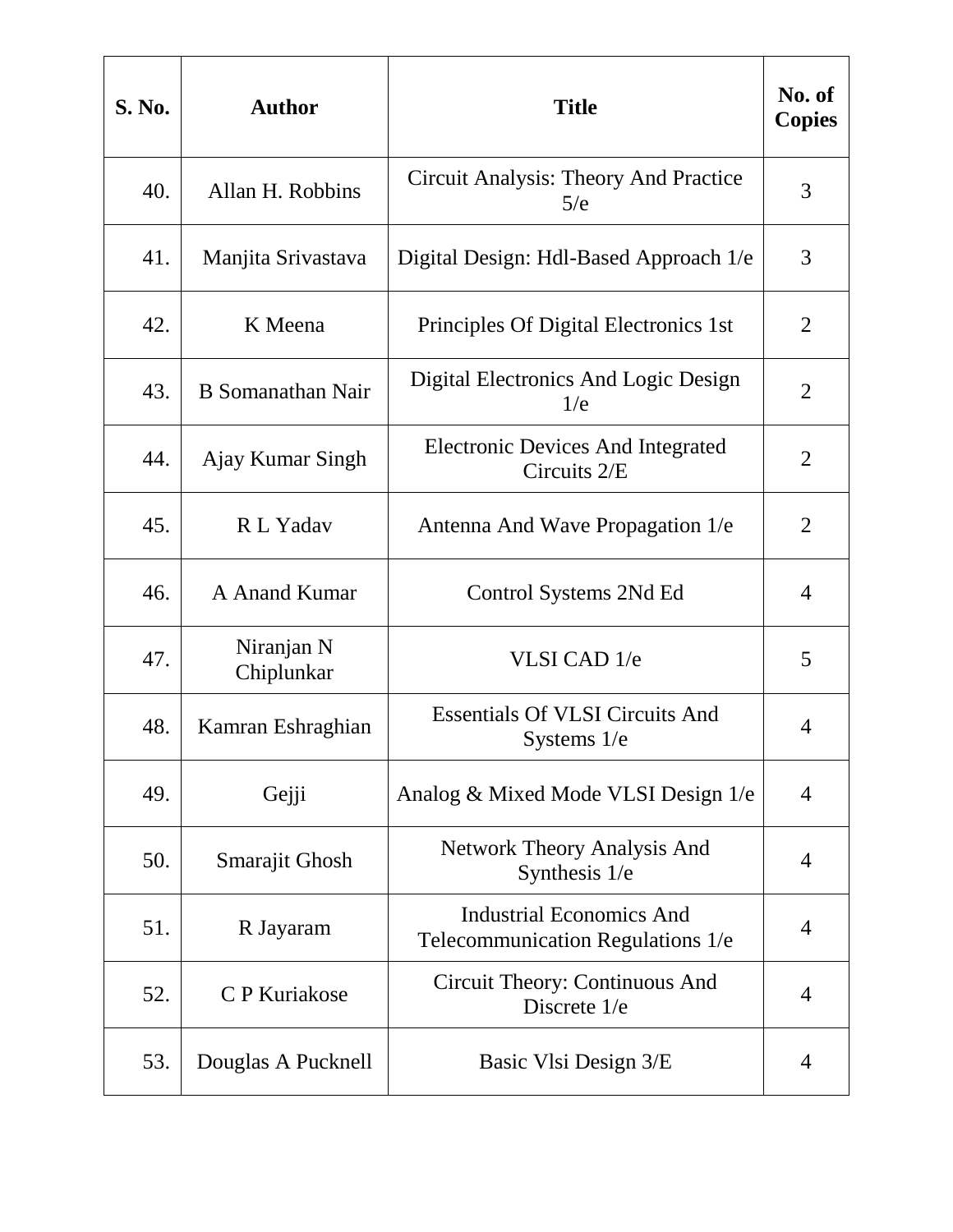| S. No. | Author | Title | No. of Copies |
|---|---|---|---|
| 40. | Allan H. Robbins | Circuit Analysis: Theory And Practice 5/e | 3 |
| 41. | Manjita Srivastava | Digital Design: Hdl-Based Approach 1/e | 3 |
| 42. | K Meena | Principles Of Digital Electronics 1st | 2 |
| 43. | B Somanathan Nair | Digital Electronics And Logic Design 1/e | 2 |
| 44. | Ajay Kumar Singh | Electronic Devices And Integrated Circuits 2/E | 2 |
| 45. | R L Yadav | Antenna And Wave Propagation 1/e | 2 |
| 46. | A Anand Kumar | Control Systems 2Nd Ed | 4 |
| 47. | Niranjan N Chiplunkar | VLSI CAD 1/e | 5 |
| 48. | Kamran Eshraghian | Essentials Of VLSI Circuits And Systems 1/e | 4 |
| 49. | Gejji | Analog & Mixed Mode VLSI Design 1/e | 4 |
| 50. | Smarajit Ghosh | Network Theory Analysis And Synthesis 1/e | 4 |
| 51. | R Jayaram | Industrial Economics And Telecommunication Regulations 1/e | 4 |
| 52. | C P Kuriakose | Circuit Theory: Continuous And Discrete 1/e | 4 |
| 53. | Douglas A Pucknell | Basic Vlsi Design 3/E | 4 |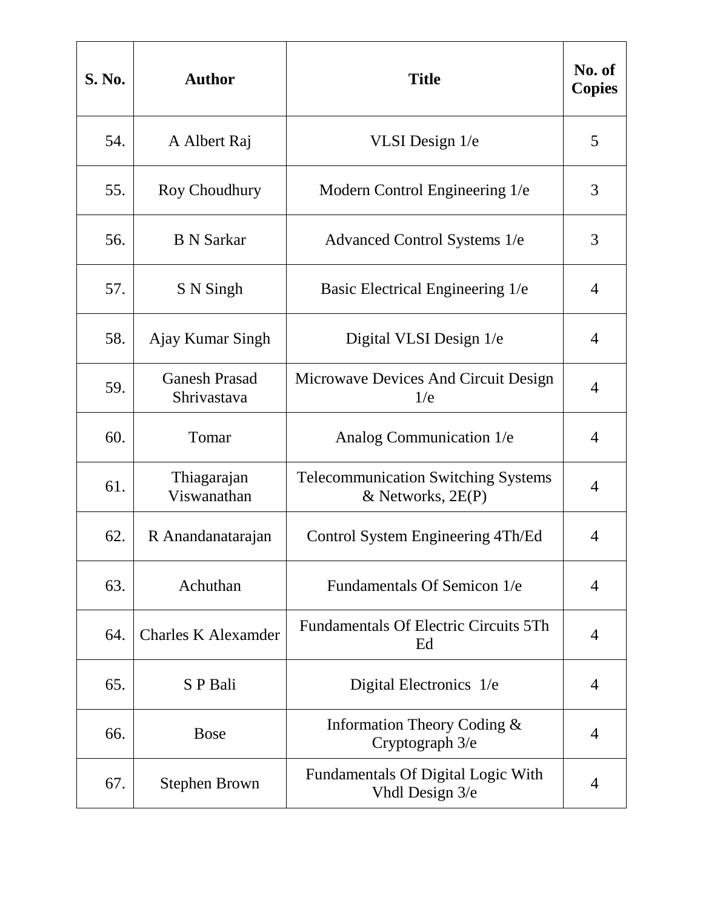| S. No. | Author | Title | No. of Copies |
|---|---|---|---|
| 54. | A Albert Raj | VLSI Design 1/e | 5 |
| 55. | Roy Choudhury | Modern Control Engineering 1/e | 3 |
| 56. | B N Sarkar | Advanced Control Systems 1/e | 3 |
| 57. | S N Singh | Basic Electrical Engineering 1/e | 4 |
| 58. | Ajay Kumar Singh | Digital VLSI Design 1/e | 4 |
| 59. | Ganesh Prasad Shrivastava | Microwave Devices And Circuit Design 1/e | 4 |
| 60. | Tomar | Analog Communication 1/e | 4 |
| 61. | Thiagarajan Viswanathan | Telecommunication Switching Systems & Networks, 2E(P) | 4 |
| 62. | R Anandanatarajan | Control System Engineering 4Th/Ed | 4 |
| 63. | Achuthan | Fundamentals Of Semicon 1/e | 4 |
| 64. | Charles K Alexamder | Fundamentals Of Electric Circuits 5Th Ed | 4 |
| 65. | S P Bali | Digital Electronics 1/e | 4 |
| 66. | Bose | Information Theory Coding & Cryptograph 3/e | 4 |
| 67. | Stephen Brown | Fundamentals Of Digital Logic With Vhdl Design 3/e | 4 |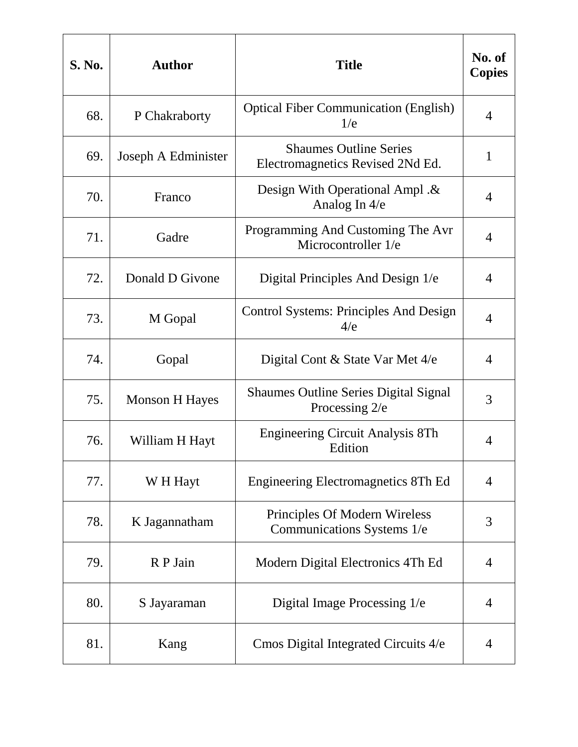| S. No. | Author | Title | No. of Copies |
|---|---|---|---|
| 68. | P Chakraborty | Optical Fiber Communication (English) 1/e | 4 |
| 69. | Joseph A Edminister | Shaumes Outline Series Electromagnetics Revised 2Nd Ed. | 1 |
| 70. | Franco | Design With Operational Ampl .& Analog In 4/e | 4 |
| 71. | Gadre | Programming And Customing The Avr Microcontroller 1/e | 4 |
| 72. | Donald D Givone | Digital Principles And Design 1/e | 4 |
| 73. | M Gopal | Control Systems: Principles And Design 4/e | 4 |
| 74. | Gopal | Digital Cont & State Var Met 4/e | 4 |
| 75. | Monson H Hayes | Shaumes Outline Series Digital Signal Processing 2/e | 3 |
| 76. | William H Hayt | Engineering Circuit Analysis 8Th Edition | 4 |
| 77. | W H Hayt | Engineering Electromagnetics 8Th Ed | 4 |
| 78. | K Jagannatham | Principles Of Modern Wireless Communications Systems 1/e | 3 |
| 79. | R P Jain | Modern Digital Electronics 4Th Ed | 4 |
| 80. | S Jayaraman | Digital Image Processing 1/e | 4 |
| 81. | Kang | Cmos Digital Integrated Circuits 4/e | 4 |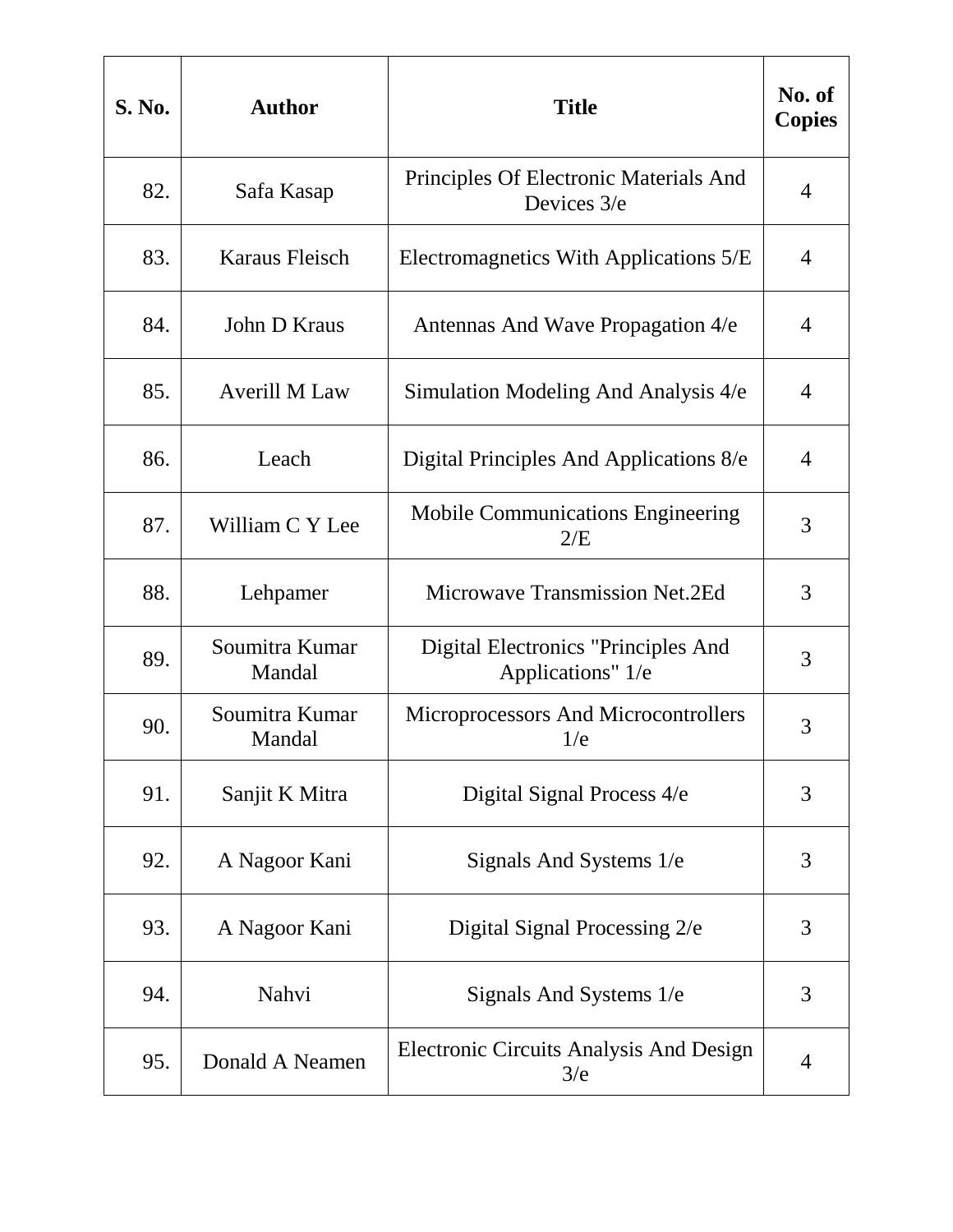| S. No. | Author | Title | No. of Copies |
|---|---|---|---|
| 82. | Safa Kasap | Principles Of Electronic Materials And Devices 3/e | 4 |
| 83. | Karaus Fleisch | Electromagnetics With Applications 5/E | 4 |
| 84. | John D Kraus | Antennas And Wave Propagation 4/e | 4 |
| 85. | Averill M Law | Simulation Modeling And Analysis 4/e | 4 |
| 86. | Leach | Digital Principles And Applications 8/e | 4 |
| 87. | William C Y Lee | Mobile Communications Engineering 2/E | 3 |
| 88. | Lehpamer | Microwave Transmission Net.2Ed | 3 |
| 89. | Soumitra Kumar Mandal | Digital Electronics "Principles And Applications" 1/e | 3 |
| 90. | Soumitra Kumar Mandal | Microprocessors And Microcontrollers 1/e | 3 |
| 91. | Sanjit K Mitra | Digital Signal Process 4/e | 3 |
| 92. | A Nagoor Kani | Signals And Systems 1/e | 3 |
| 93. | A Nagoor Kani | Digital Signal Processing 2/e | 3 |
| 94. | Nahvi | Signals And Systems 1/e | 3 |
| 95. | Donald A Neamen | Electronic Circuits Analysis And Design 3/e | 4 |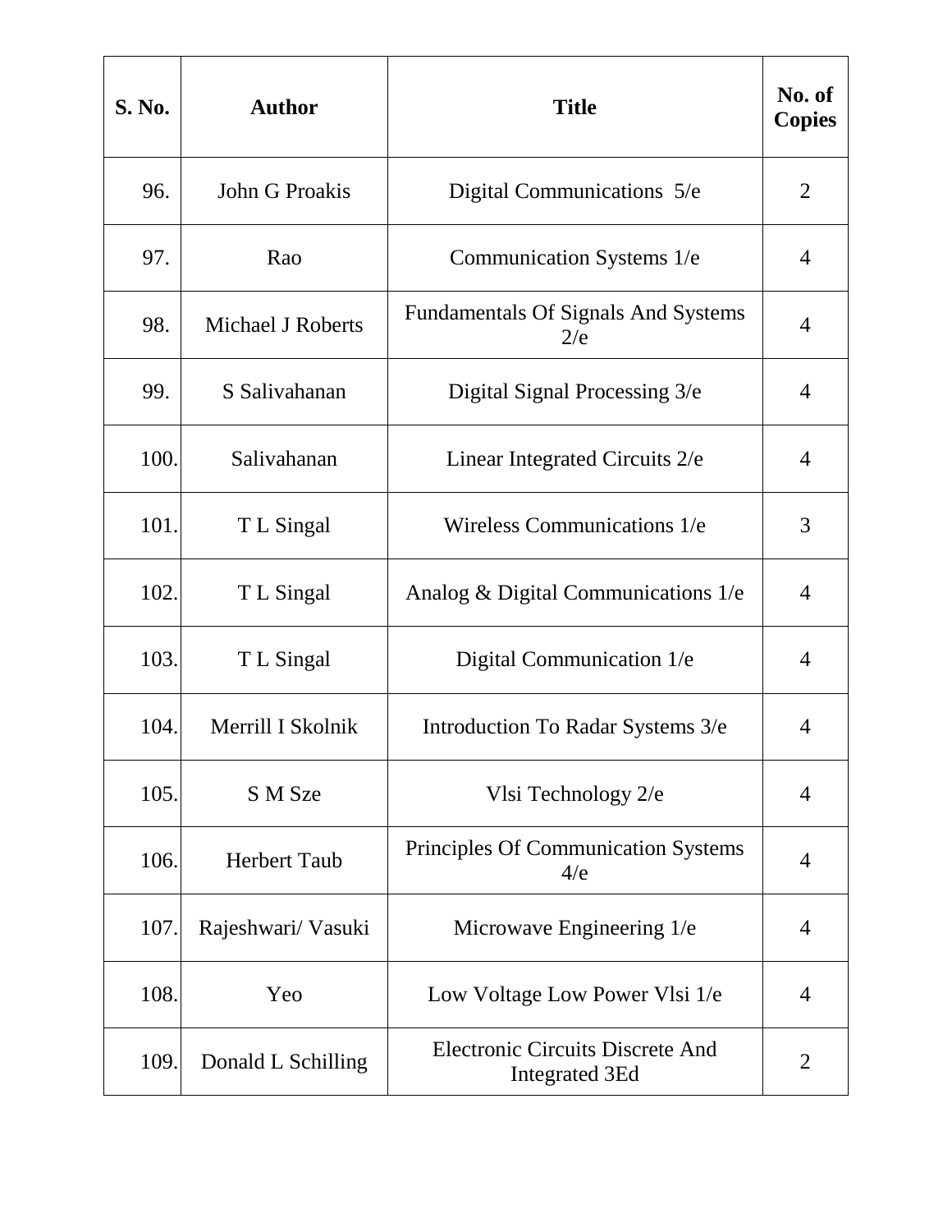| S. No. | Author | Title | No. of Copies |
|---|---|---|---|
| 96. | John G Proakis | Digital Communications 5/e | 2 |
| 97. | Rao | Communication Systems 1/e | 4 |
| 98. | Michael J Roberts | Fundamentals Of Signals And Systems 2/e | 4 |
| 99. | S Salivahanan | Digital Signal Processing 3/e | 4 |
| 100. | Salivahanan | Linear Integrated Circuits 2/e | 4 |
| 101. | T L Singal | Wireless Communications 1/e | 3 |
| 102. | T L Singal | Analog & Digital Communications 1/e | 4 |
| 103. | T L Singal | Digital Communication 1/e | 4 |
| 104. | Merrill I Skolnik | Introduction To Radar Systems 3/e | 4 |
| 105. | S M Sze | Vlsi Technology 2/e | 4 |
| 106. | Herbert Taub | Principles Of Communication Systems 4/e | 4 |
| 107. | Rajeshwari/ Vasuki | Microwave Engineering 1/e | 4 |
| 108. | Yeo | Low Voltage Low Power Vlsi 1/e | 4 |
| 109. | Donald L Schilling | Electronic Circuits Discrete And Integrated 3Ed | 2 |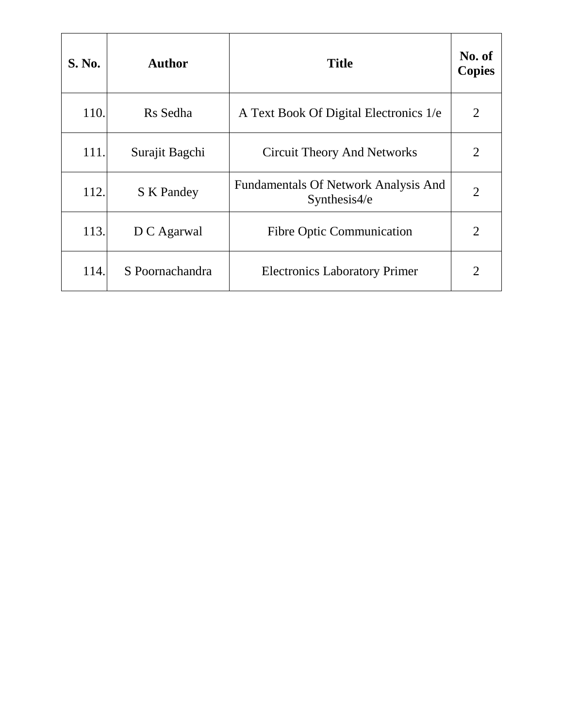| S. No. | Author | Title | No. of Copies |
|---|---|---|---|
| 110. | Rs Sedha | A Text Book Of Digital Electronics 1/e | 2 |
| 111. | Surajit Bagchi | Circuit Theory And Networks | 2 |
| 112. | S K Pandey | Fundamentals Of Network Analysis And Synthesis4/e | 2 |
| 113. | D C Agarwal | Fibre Optic Communication | 2 |
| 114. | S Poornachandra | Electronics Laboratory Primer | 2 |